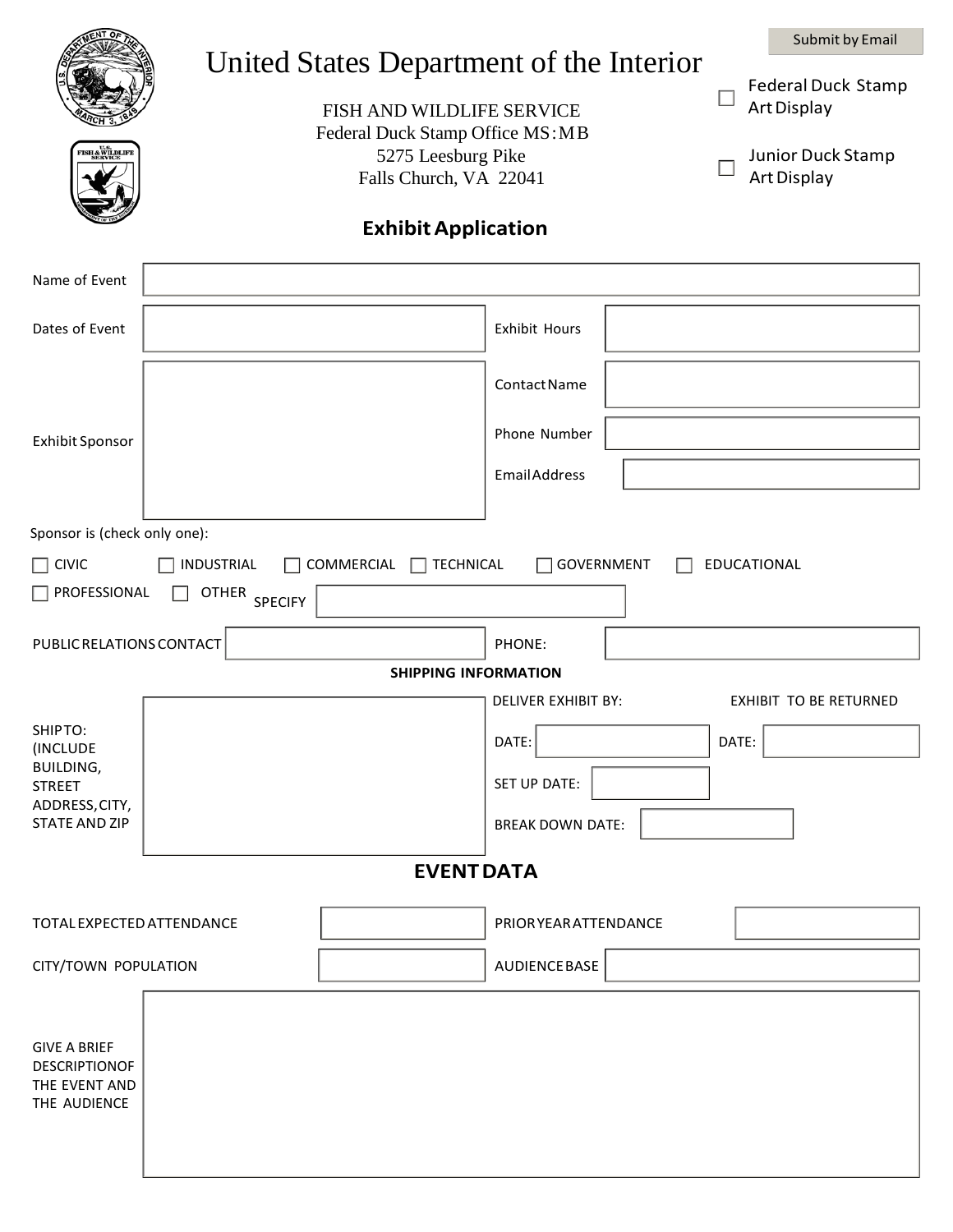Submit by Email

# United States Department of the Interior

FISH AND WILDLIFE SERVICE
Federal Duck Stamp Office MS:MB
5275 Leesburg Pike
Falls Church, VA 22041

☐ Federal Duck Stamp Art Display

☐ Junior Duck Stamp Art Display

## Exhibit Application

| | | | |
|---|---|---|---|
| Name of Event | | | |
| Dates of Event | | Exhibit Hours | |
| Exhibit Sponsor | | Contact Name | |
| | | Phone Number | |
| | | Email Address | |

Sponsor is (check only one):

☐ CIVIC ☐ INDUSTRIAL ☐ COMMERCIAL ☐ TECHNICAL ☐ GOVERNMENT ☐ EDUCATIONAL

☐ PROFESSIONAL ☐ OTHER SPECIFY ____________

| | | | |
|---|---|---|---|
| PUBLIC RELATIONS CONTACT | | PHONE: | |

### SHIPPING INFORMATION

| | | | |
|---|---|---|---|
| SHIP TO: (INCLUDE BUILDING, STREET ADDRESS, CITY, STATE AND ZIP | | DELIVER EXHIBIT BY: | EXHIBIT TO BE RETURNED |
| | | DATE: | DATE: |
| | | SET UP DATE: | |
| | | BREAK DOWN DATE: | |

## EVENT DATA

| | | | |
|---|---|---|---|
| TOTAL EXPECTED ATTENDANCE | | PRIOR YEAR ATTENDANCE | |
| CITY/TOWN POPULATION | | AUDIENCE BASE | |

GIVE A BRIEF DESCRIPTION OF THE EVENT AND THE AUDIENCE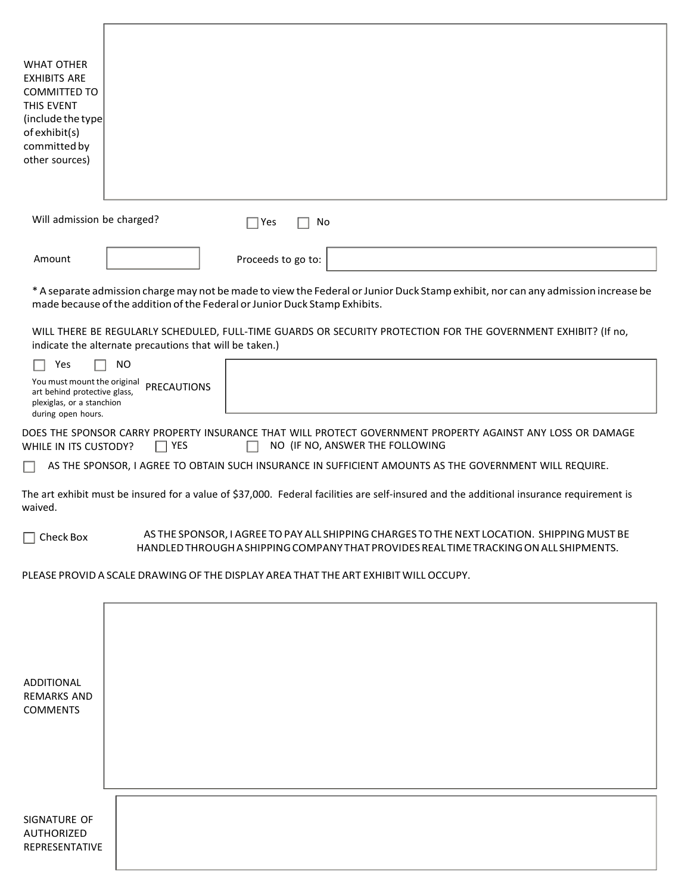WHAT OTHER EXHIBITS ARE COMMITTED TO THIS EVENT (include the type of exhibit(s) committed by other sources)

Will admission be charged? ☐ Yes ☐ No

Amount ________ Proceeds to go to: ________

* A separate admission charge may not be made to view the Federal or Junior Duck Stamp exhibit, nor can any admission increase be made because of the addition of the Federal or Junior Duck Stamp Exhibits.

WILL THERE BE REGULARLY SCHEDULED, FULL-TIME GUARDS OR SECURITY PROTECTION FOR THE GOVERNMENT EXHIBIT? (If no, indicate the alternate precautions that will be taken.)

☐ Yes ☐ NO

You must mount the original art behind protective glass, plexiglas, or a stanchion during open hours.

PRECAUTIONS

DOES THE SPONSOR CARRY PROPERTY INSURANCE THAT WILL PROTECT GOVERNMENT PROPERTY AGAINST ANY LOSS OR DAMAGE WHILE IN ITS CUSTODY? ☐ YES ☐ NO (IF NO, ANSWER THE FOLLOWING

☐ AS THE SPONSOR, I AGREE TO OBTAIN SUCH INSURANCE IN SUFFICIENT AMOUNTS AS THE GOVERNMENT WILL REQUIRE.

The art exhibit must be insured for a value of $37,000. Federal facilities are self-insured and the additional insurance requirement is waived.

☐ Check Box AS THE SPONSOR, I AGREE TO PAY ALL SHIPPING CHARGES TO THE NEXT LOCATION. SHIPPING MUST BE HANDLED THROUGH A SHIPPING COMPANY THAT PROVIDES REAL TIME TRACKING ON ALL SHIPMENTS.

PLEASE PROVID A SCALE DRAWING OF THE DISPLAY AREA THAT THE ART EXHIBIT WILL OCCUPY.

ADDITIONAL REMARKS AND COMMENTS

SIGNATURE OF AUTHORIZED REPRESENTATIVE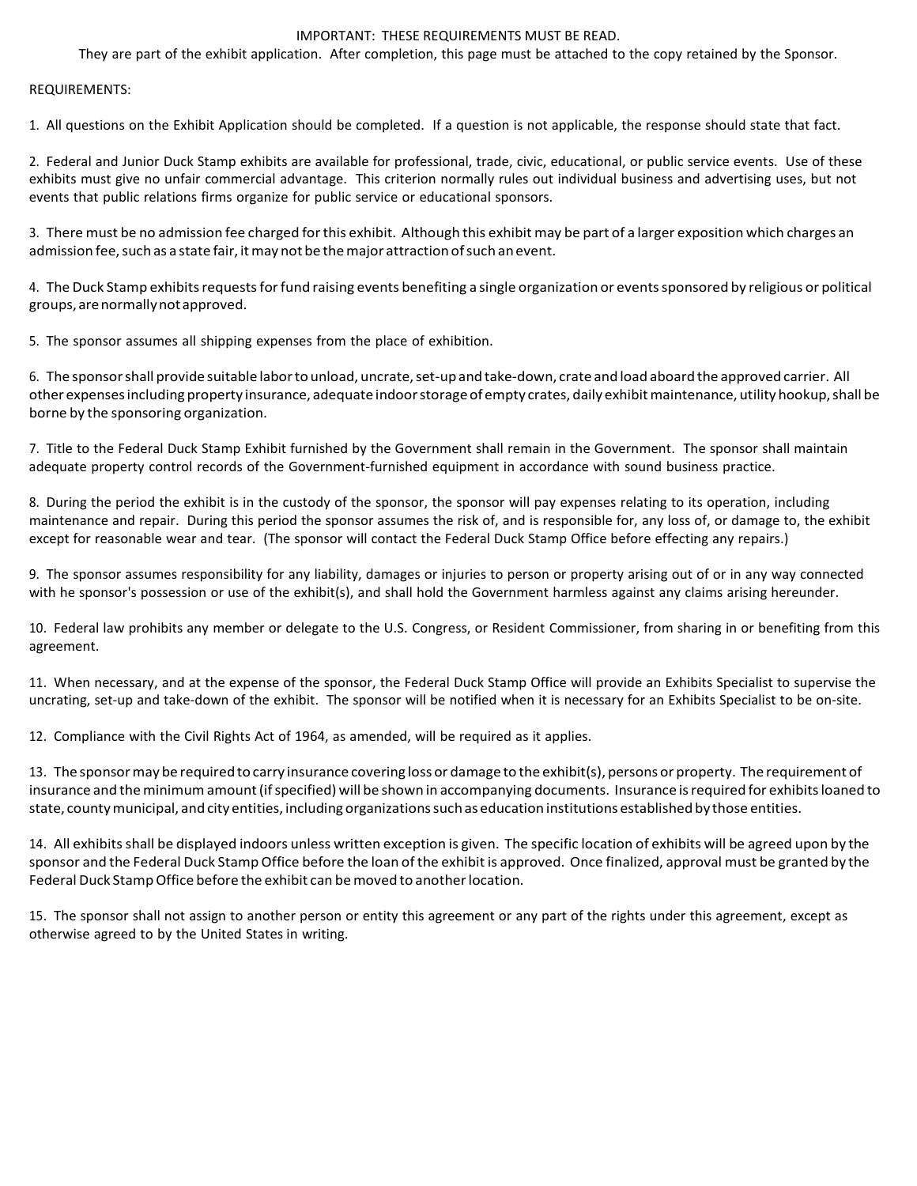IMPORTANT: THESE REQUIREMENTS MUST BE READ.

They are part of the exhibit application. After completion, this page must be attached to the copy retained by the Sponsor.

REQUIREMENTS:

1. All questions on the Exhibit Application should be completed. If a question is not applicable, the response should state that fact.

2. Federal and Junior Duck Stamp exhibits are available for professional, trade, civic, educational, or public service events. Use of these exhibits must give no unfair commercial advantage. This criterion normally rules out individual business and advertising uses, but not events that public relations firms organize for public service or educational sponsors.

3. There must be no admission fee charged for this exhibit. Although this exhibit may be part of a larger exposition which charges an admission fee, such as a state fair, it may not be the major attraction of such an event.

4. The Duck Stamp exhibits requests for fund raising events benefiting a single organization or events sponsored by religious or political groups, are normally not approved.

5. The sponsor assumes all shipping expenses from the place of exhibition.

6. The sponsor shall provide suitable labor to unload, uncrate, set-up and take-down, crate and load aboard the approved carrier. All other expenses including property insurance, adequate indoor storage of empty crates, daily exhibit maintenance, utility hookup, shall be borne by the sponsoring organization.

7. Title to the Federal Duck Stamp Exhibit furnished by the Government shall remain in the Government. The sponsor shall maintain adequate property control records of the Government-furnished equipment in accordance with sound business practice.

8. During the period the exhibit is in the custody of the sponsor, the sponsor will pay expenses relating to its operation, including maintenance and repair. During this period the sponsor assumes the risk of, and is responsible for, any loss of, or damage to, the exhibit except for reasonable wear and tear. (The sponsor will contact the Federal Duck Stamp Office before effecting any repairs.)

9. The sponsor assumes responsibility for any liability, damages or injuries to person or property arising out of or in any way connected with he sponsor's possession or use of the exhibit(s), and shall hold the Government harmless against any claims arising hereunder.

10. Federal law prohibits any member or delegate to the U.S. Congress, or Resident Commissioner, from sharing in or benefiting from this agreement.

11. When necessary, and at the expense of the sponsor, the Federal Duck Stamp Office will provide an Exhibits Specialist to supervise the uncrating, set-up and take-down of the exhibit. The sponsor will be notified when it is necessary for an Exhibits Specialist to be on-site.

12. Compliance with the Civil Rights Act of 1964, as amended, will be required as it applies.

13. The sponsor may be required to carry insurance covering loss or damage to the exhibit(s), persons or property. The requirement of insurance and the minimum amount (if specified) will be shown in accompanying documents. Insurance is required for exhibits loaned to state, county municipal, and city entities, including organizations such as education institutions established by those entities.

14. All exhibits shall be displayed indoors unless written exception is given. The specific location of exhibits will be agreed upon by the sponsor and the Federal Duck Stamp Office before the loan of the exhibit is approved. Once finalized, approval must be granted by the Federal Duck Stamp Office before the exhibit can be moved to another location.

15. The sponsor shall not assign to another person or entity this agreement or any part of the rights under this agreement, except as otherwise agreed to by the United States in writing.